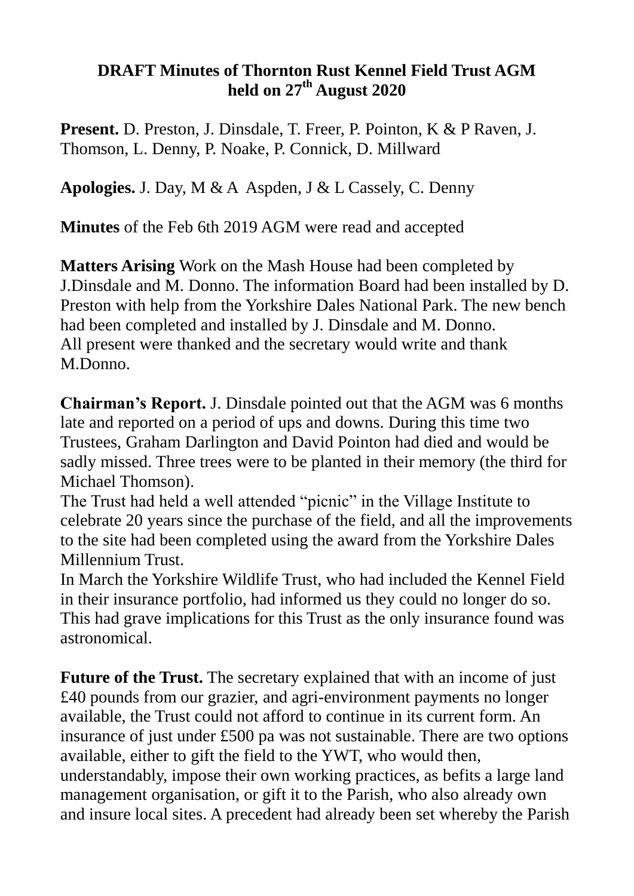# DRAFT Minutes of Thornton Rust Kennel Field Trust AGM held on 27th August 2020

**Present.** D. Preston, J. Dinsdale, T. Freer, P. Pointon, K & P Raven, J. Thomson, L. Denny, P. Noake, P. Connick, D. Millward

**Apologies.** J. Day, M & A Aspden, J & L Cassely, C. Denny

**Minutes** of the Feb 6th 2019 AGM were read and accepted

**Matters Arising** Work on the Mash House had been completed by J.Dinsdale and M. Donno. The information Board had been installed by D. Preston with help from the Yorkshire Dales National Park. The new bench had been completed and installed by J. Dinsdale and M. Donno.
All present were thanked and the secretary would write and thank M.Donno.

**Chairman's Report.** J. Dinsdale pointed out that the AGM was 6 months late and reported on a period of ups and downs. During this time two Trustees, Graham Darlington and David Pointon had died and would be sadly missed. Three trees were to be planted in their memory (the third for Michael Thomson).
The Trust had held a well attended "picnic" in the Village Institute to celebrate 20 years since the purchase of the field, and all the improvements to the site had been completed using the award from the Yorkshire Dales Millennium Trust.
In March the Yorkshire Wildlife Trust, who had included the Kennel Field in their insurance portfolio, had informed us they could no longer do so. This had grave implications for this Trust as the only insurance found was astronomical.

**Future of the Trust.** The secretary explained that with an income of just £40 pounds from our grazier, and agri-environment payments no longer available, the Trust could not afford to continue in its current form. An insurance of just under £500 pa was not sustainable. There are two options available, either to gift the field to the YWT, who would then, understandably, impose their own working practices, as befits a large land management organisation, or gift it to the Parish, who also already own and insure local sites. A precedent had already been set whereby the Parish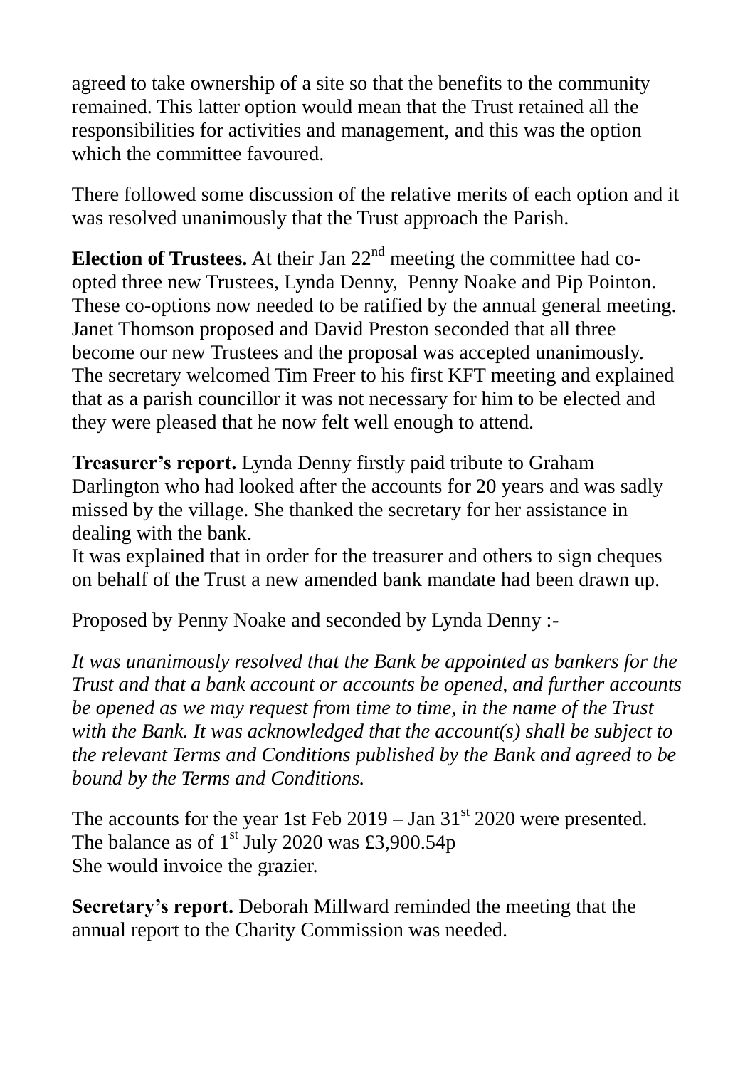agreed to take ownership of a site so that the benefits to the community remained. This latter option would mean that the Trust retained all the responsibilities for activities and management, and this was the option which the committee favoured.

There followed some discussion of the relative merits of each option and it was resolved unanimously that the Trust approach the Parish.

**Election of Trustees.** At their Jan 22nd meeting the committee had co-opted three new Trustees, Lynda Denny, Penny Noake and Pip Pointon. These co-options now needed to be ratified by the annual general meeting. Janet Thomson proposed and David Preston seconded that all three become our new Trustees and the proposal was accepted unanimously. The secretary welcomed Tim Freer to his first KFT meeting and explained that as a parish councillor it was not necessary for him to be elected and they were pleased that he now felt well enough to attend.

**Treasurer's report.** Lynda Denny firstly paid tribute to Graham Darlington who had looked after the accounts for 20 years and was sadly missed by the village. She thanked the secretary for her assistance in dealing with the bank.
It was explained that in order for the treasurer and others to sign cheques on behalf of the Trust a new amended bank mandate had been drawn up.

Proposed by Penny Noake and seconded by Lynda Denny :-

*It was unanimously resolved that the Bank be appointed as bankers for the Trust and that a bank account or accounts be opened, and further accounts be opened as we may request from time to time, in the name of the Trust with the Bank. It was acknowledged that the account(s) shall be subject to the relevant Terms and Conditions published by the Bank and agreed to be bound by the Terms and Conditions.*

The accounts for the year 1st Feb 2019 – Jan 31st 2020 were presented.
The balance as of 1st July 2020 was £3,900.54p
She would invoice the grazier.

**Secretary's report.** Deborah Millward reminded the meeting that the annual report to the Charity Commission was needed.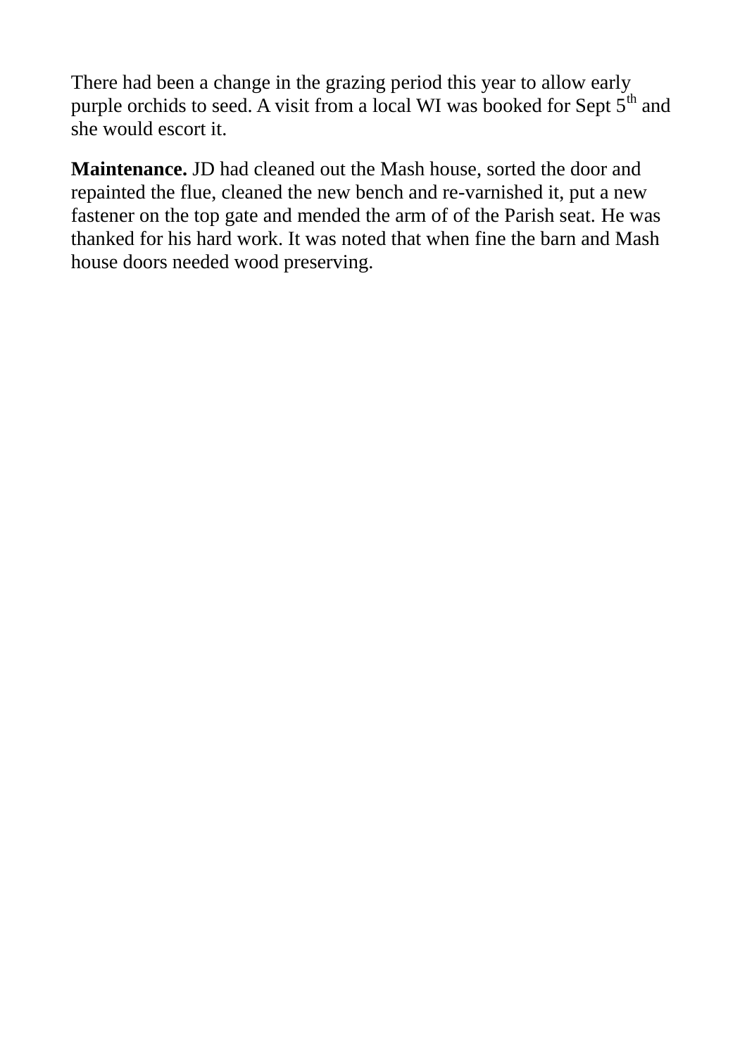There had been a change in the grazing period this year to allow early purple orchids to seed. A visit from a local WI was booked for Sept 5th and she would escort it.

**Maintenance.** JD had cleaned out the Mash house, sorted the door and repainted the flue, cleaned the new bench and re-varnished it, put a new fastener on the top gate and mended the arm of of the Parish seat. He was thanked for his hard work. It was noted that when fine the barn and Mash house doors needed wood preserving.